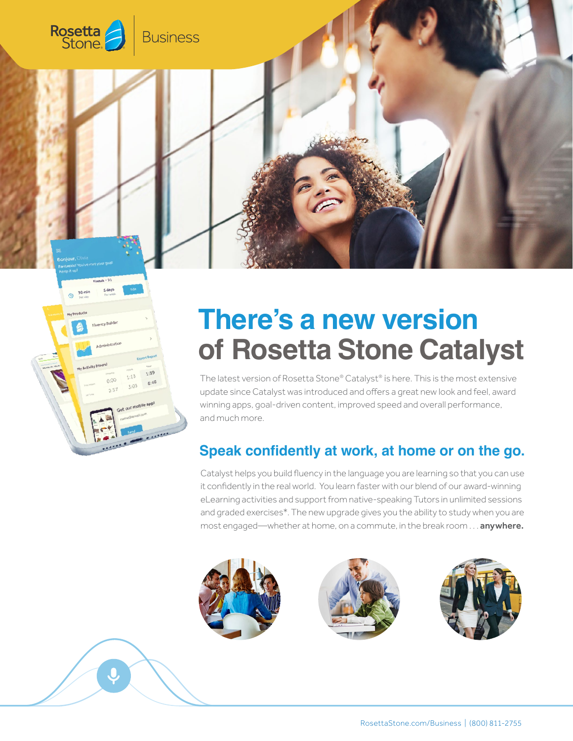# There's a new version of Rosetta Stone Catalyst

The latest version of Rosetta Stone® Catalyst® is here. This is the most extensive update since Catalyst was introduced and offers a great new look and feel, award winning apps, goal-driven content, improved speed and overall performance, and much more.

## Speak confidently at work, at home or on the go.

Catalyst helps you build fluency in the language you are learning so that you can use it confidently in the real world. You learn faster with our blend of our award-winning eLearning activities and support from native-speaking Tutors in unlimited sessions and graded exercises*. The new upgrade gives you the ability to study when you are most engaged—whether at home, on a commute, in the break room . . . **anywhere.**

RosettaStone.com/Business | (800) 811-2755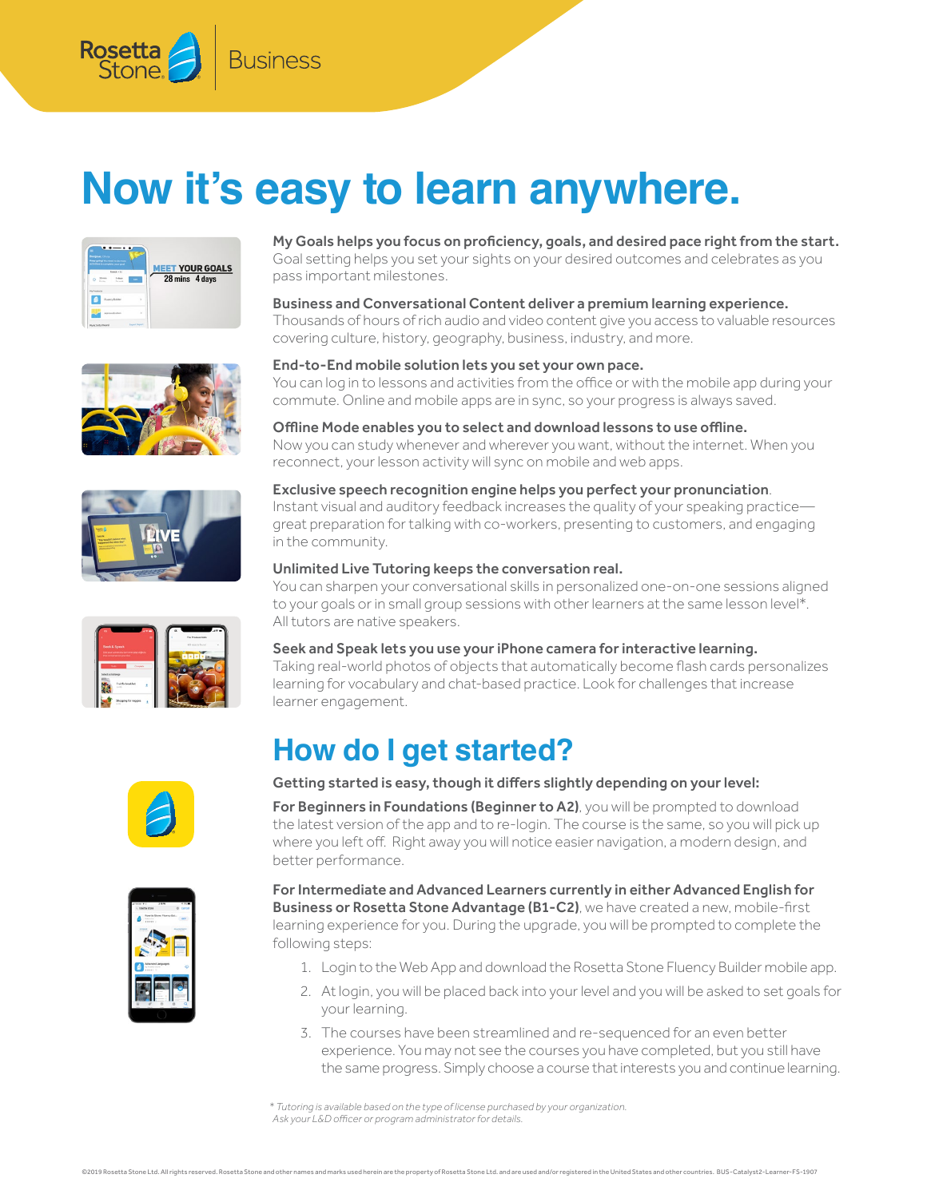# Now it's easy to learn anywhere.

**My Goals helps you focus on proficiency, goals, and desired pace right from the start.** Goal setting helps you set your sights on your desired outcomes and celebrates as you pass important milestones.

**Business and Conversational Content deliver a premium learning experience.** Thousands of hours of rich audio and video content give you access to valuable resources covering culture, history, geography, business, industry, and more.

**End-to-End mobile solution lets you set your own pace.** You can log in to lessons and activities from the office or with the mobile app during your commute. Online and mobile apps are in sync, so your progress is always saved.

**Offline Mode enables you to select and download lessons to use offline.** Now you can study whenever and wherever you want, without the internet. When you reconnect, your lesson activity will sync on mobile and web apps.

**Exclusive speech recognition engine helps you perfect your pronunciation.** Instant visual and auditory feedback increases the quality of your speaking practice—great preparation for talking with co-workers, presenting to customers, and engaging in the community.

**Unlimited Live Tutoring keeps the conversation real.** You can sharpen your conversational skills in personalized one-on-one sessions aligned to your goals or in small group sessions with other learners at the same lesson level*. All tutors are native speakers.

**Seek and Speak lets you use your iPhone camera for interactive learning.** Taking real-world photos of objects that automatically become flash cards personalizes learning for vocabulary and chat-based practice. Look for challenges that increase learner engagement.

## How do I get started?

**Getting started is easy, though it differs slightly depending on your level:**

**For Beginners in Foundations (Beginner to A2)**, you will be prompted to download the latest version of the app and to re-login. The course is the same, so you will pick up where you left off. Right away you will notice easier navigation, a modern design, and better performance.

**For Intermediate and Advanced Learners currently in either Advanced English for Business or Rosetta Stone Advantage (B1-C2)**, we have created a new, mobile-first learning experience for you. During the upgrade, you will be prompted to complete the following steps:

1. Login to the Web App and download the Rosetta Stone Fluency Builder mobile app.
2. At login, you will be placed back into your level and you will be asked to set goals for your learning.
3. The courses have been streamlined and re-sequenced for an even better experience. You may not see the courses you have completed, but you still have the same progress. Simply choose a course that interests you and continue learning.

*\* Tutoring is available based on the type of license purchased by your organization. Ask your L&D officer or program administrator for details.*

©2019 Rosetta Stone Ltd. All rights reserved. Rosetta Stone and other names and marks used herein are the property of Rosetta Stone Ltd. and are used and/or registered in the United States and other countries. BUS-Catalyst2-Learner-FS-1907